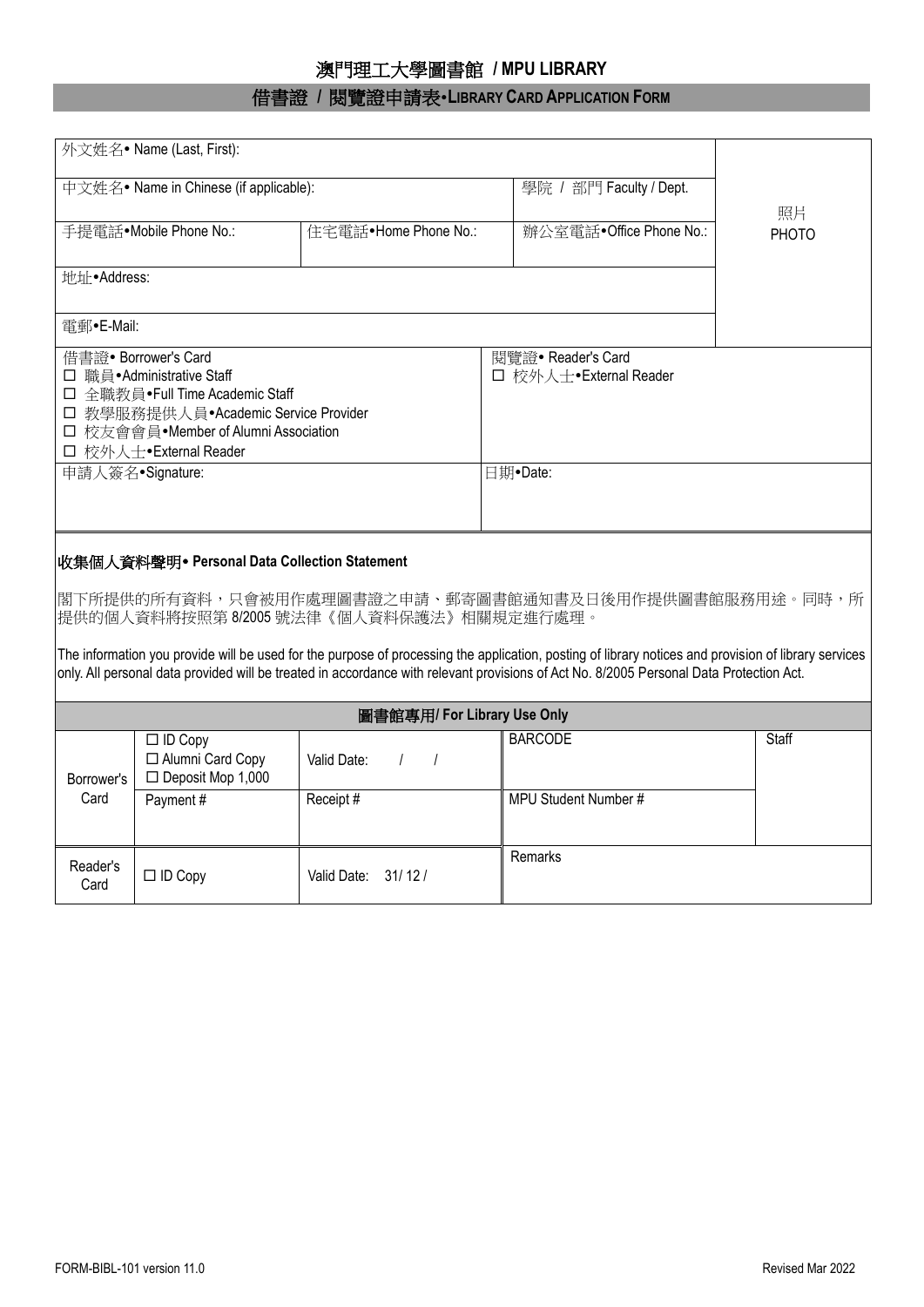# 澳門理工大學圖書館 / MPU LIBRARY

## 借書證 / 閱覽證申請表•LIBRARY CARD APPLICATION FORM

| 外文姓名• Name (Last, First): | | | 照片 PHOTO |
|---|---|---|---|
| 中文姓名• Name in Chinese (if applicable): | | 學院 / 部門 Faculty / Dept. | |
| 手提電話•Mobile Phone No.: | 住宅電話•Home Phone No.: | 辦公室電話•Office Phone No.: | |
| 地址•Address: | | | |
| 電郵•E-Mail: | | | |

| 借書證• Borrower's Card | 閱覽證• Reader's Card |
|---|---|
| ☐ 職員•Administrative Staff<br>☐ 全職教員•Full Time Academic Staff<br>☐ 教學服務提供人員•Academic Service Provider<br>☐ 校友會會員•Member of Alumni Association<br>☐ 校外人士•External Reader | ☐ 校外人士•External Reader |
| 申請人簽名•Signature: | 日期•Date: |

**收集個人資料聲明• Personal Data Collection Statement**

閣下所提供的所有資料，只會被用作處理圖書證之申請、郵寄圖書館通知書及日後用作提供圖書館服務用途。同時，所提供的個人資料將按照第 8/2005 號法律《個人資料保護法》相關規定進行處理。

The information you provide will be used for the purpose of processing the application, posting of library notices and provision of library services only. All personal data provided will be treated in accordance with relevant provisions of Act No. 8/2005 Personal Data Protection Act.

**圖書館專用/ For Library Use Only**

| | | | | |
|---|---|---|---|---|
| Borrower's Card | ☐ ID Copy<br>☐ Alumni Card Copy<br>☐ Deposit Mop 1,000 | Valid Date: / / | BARCODE | Staff |
| | Payment # | Receipt # | MPU Student Number # | |
| Reader's Card | ☐ ID Copy | Valid Date: 31/ 12 / | Remarks | |

FORM-BIBL-101 version 11.0 Revised Mar 2022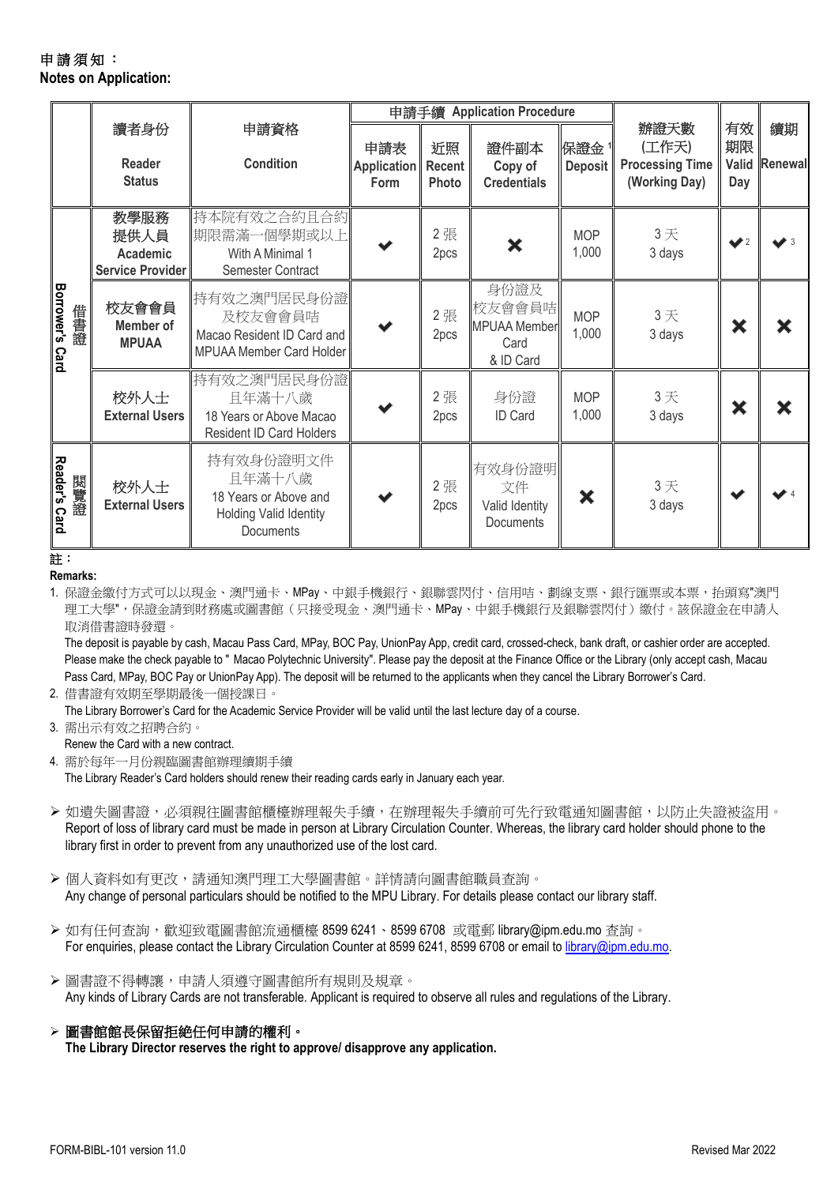**申請須知：**
**Notes on Application:**

| | 讀者身份 Reader Status | 申請資格 Condition | 申請手續 Application Procedure | | | | 辦證天數 (工作天) Processing Time (Working Day) | 有效期限 Valid Day | 續期 Renewal |
|---|---|---|---|---|---|---|---|---|---|
| | | | 申請表 Application Form | 近照 Recent Photo | 證件副本 Copy of Credentials | 保證金[1] Deposit | | | |
| 借書證 Borrower's Card | 教學服務提供人員 Academic Service Provider | 持本院有效之合約且合約期限需滿一個學期或以上 With A Minimal 1 Semester Contract | ✔ | 2 張 2pcs | ✖ | MOP 1,000 | 3 天 3 days | ✔[2] | ✔[3] |
| 借書證 Borrower's Card | 校友會會員 Member of MPUAA | 持有效之澳門居民身份證及校友會會員咭 Macao Resident ID Card and MPUAA Member Card Holder | ✔ | 2 張 2pcs | 身份證及校友會會員咭 MPUAA Member Card & ID Card | MOP 1,000 | 3 天 3 days | ✖ | ✖ |
| 借書證 Borrower's Card | 校外人士 External Users | 持有效之澳門居民身份證且年滿十八歲 18 Years or Above Macao Resident ID Card Holders | ✔ | 2 張 2pcs | 身份證 ID Card | MOP 1,000 | 3 天 3 days | ✖ | ✖ |
| 閱覽證 Reader's Card | 校外人士 External Users | 持有效身份證明文件且年滿十八歲 18 Years or Above and Holding Valid Identity Documents | ✔ | 2 張 2pcs | 有效身份證明文件 Valid Identity Documents | ✖ | 3 天 3 days | ✔ | ✔[4] |

**註：**
**Remarks:**

1. 保證金繳付方式可以以現金、澳門通卡、MPay、中銀手機銀行、銀聯雲閃付、信用咭、劃線支票、銀行匯票或本票，抬頭寫"澳門理工大學"，保證金請到財務處或圖書館（只接受現金、澳門通卡、MPay、中銀手機銀行及銀聯雲閃付）繳付。該保證金在申請人取消借書證時發還。
   The deposit is payable by cash, Macau Pass Card, MPay, BOC Pay, UnionPay App, credit card, crossed-check, bank draft, or cashier order are accepted. Please make the check payable to " Macao Polytechnic University". Please pay the deposit at the Finance Office or the Library (only accept cash, Macau Pass Card, MPay, BOC Pay or UnionPay App). The deposit will be returned to the applicants when they cancel the Library Borrower's Card.
2. 借書證有效期至學期最後一個授課日。
   The Library Borrower's Card for the Academic Service Provider will be valid until the last lecture day of a course.
3. 需出示有效之招聘合約。
   Renew the Card with a new contract.
4. 需於每年一月份親臨圖書館辦理續期手續
   The Library Reader's Card holders should renew their reading cards early in January each year.

- 如遺失圖書證，必須親往圖書館櫃檯辦理報失手續，在辦理報失手續前可先行致電通知圖書館，以防止失證被盜用。
  Report of loss of library card must be made in person at Library Circulation Counter. Whereas, the library card holder should phone to the library first in order to prevent from any unauthorized use of the lost card.
- 個人資料如有更改，請通知澳門理工大學圖書館。詳情請向圖書館職員查詢。
  Any change of personal particulars should be notified to the MPU Library. For details please contact our library staff.
- 如有任何查詢，歡迎致電圖書館流通櫃檯 8599 6241、8599 6708 或電郵 library@ipm.edu.mo 查詢。
  For enquiries, please contact the Library Circulation Counter at 8599 6241, 8599 6708 or email to library@ipm.edu.mo.
- 圖書證不得轉讓，申請人須遵守圖書館所有規則及規章。
  Any kinds of Library Cards are not transferable. Applicant is required to observe all rules and regulations of the Library.
- **圖書館館長保留拒絕任何申請的權利。**
  **The Library Director reserves the right to approve/ disapprove any application.**

FORM-BIBL-101 version 11.0 Revised Mar 2022